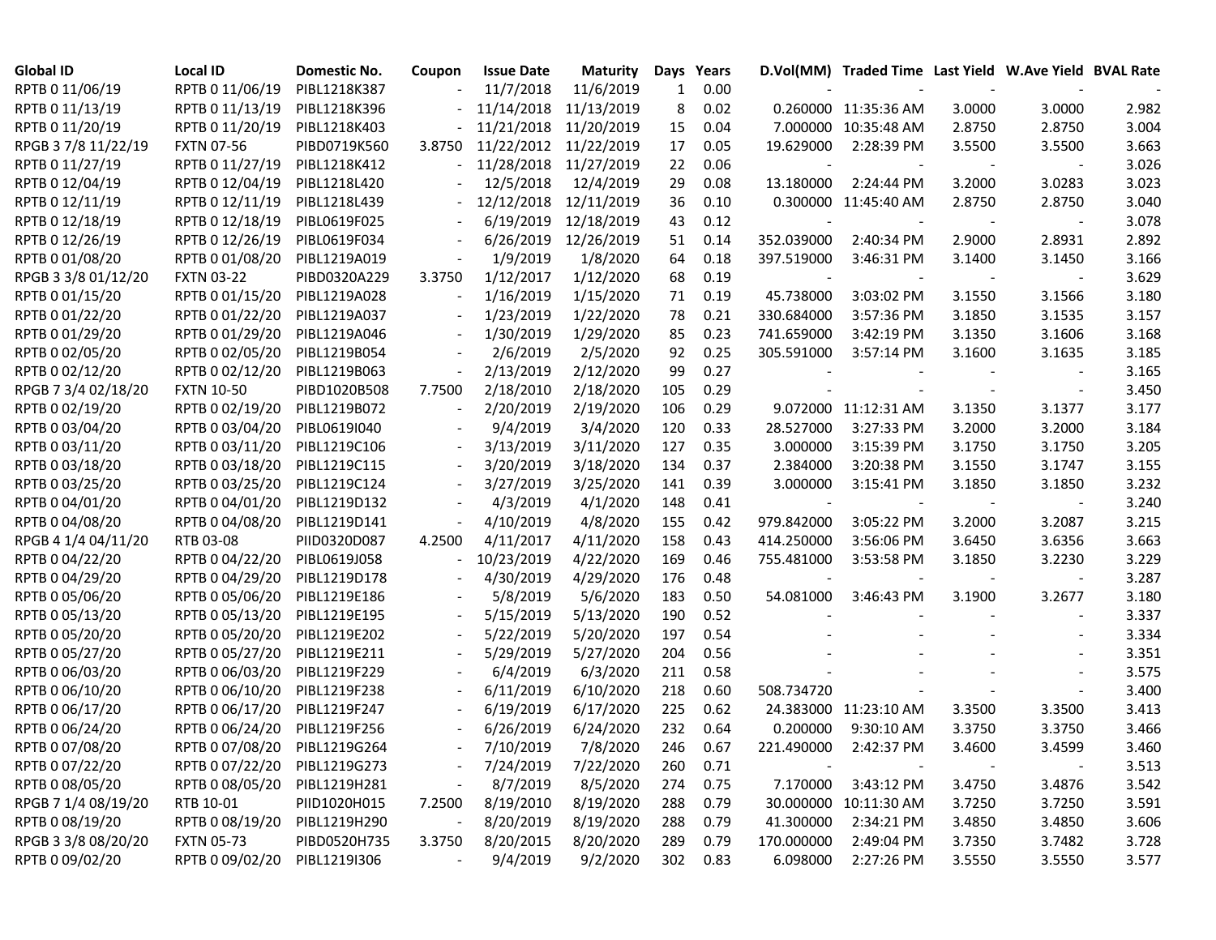| Global ID | Local ID | Domestic No. | Coupon | Issue Date | Maturity | Days | Years | D.Vol(MM) | Traded Time | Last Yield | W.Ave Yield | BVAL Rate |
|---|---|---|---|---|---|---|---|---|---|---|---|---|
| RPTB 0 11/06/19 | RPTB 0 11/06/19 | PIBL1218K387 | - | 11/7/2018 | 11/6/2019 | 1 | 0.00 | - | - | - | - | - |
| RPTB 0 11/13/19 | RPTB 0 11/13/19 | PIBL1218K396 | - | 11/14/2018 | 11/13/2019 | 8 | 0.02 | 0.260000 | 11:35:36 AM | 3.0000 | 3.0000 | 2.982 |
| RPTB 0 11/20/19 | RPTB 0 11/20/19 | PIBL1218K403 | - | 11/21/2018 | 11/20/2019 | 15 | 0.04 | 7.000000 | 10:35:48 AM | 2.8750 | 2.8750 | 3.004 |
| RPGB 3 7/8 11/22/19 | FXTN 07-56 | PIBD0719K560 | 3.8750 | 11/22/2012 | 11/22/2019 | 17 | 0.05 | 19.629000 | 2:28:39 PM | 3.5500 | 3.5500 | 3.663 |
| RPTB 0 11/27/19 | RPTB 0 11/27/19 | PIBL1218K412 | - | 11/28/2018 | 11/27/2019 | 22 | 0.06 | - | - | - | - | 3.026 |
| RPTB 0 12/04/19 | RPTB 0 12/04/19 | PIBL1218L420 | - | 12/5/2018 | 12/4/2019 | 29 | 0.08 | 13.180000 | 2:24:44 PM | 3.2000 | 3.0283 | 3.023 |
| RPTB 0 12/11/19 | RPTB 0 12/11/19 | PIBL1218L439 | - | 12/12/2018 | 12/11/2019 | 36 | 0.10 | 0.300000 | 11:45:40 AM | 2.8750 | 2.8750 | 3.040 |
| RPTB 0 12/18/19 | RPTB 0 12/18/19 | PIBL0619F025 | - | 6/19/2019 | 12/18/2019 | 43 | 0.12 | - | - | - | - | 3.078 |
| RPTB 0 12/26/19 | RPTB 0 12/26/19 | PIBL0619F034 | - | 6/26/2019 | 12/26/2019 | 51 | 0.14 | 352.039000 | 2:40:34 PM | 2.9000 | 2.8931 | 2.892 |
| RPTB 0 01/08/20 | RPTB 0 01/08/20 | PIBL1219A019 | - | 1/9/2019 | 1/8/2020 | 64 | 0.18 | 397.519000 | 3:46:31 PM | 3.1400 | 3.1450 | 3.166 |
| RPGB 3 3/8 01/12/20 | FXTN 03-22 | PIBD0320A229 | 3.3750 | 1/12/2017 | 1/12/2020 | 68 | 0.19 | - | - | - | - | 3.629 |
| RPTB 0 01/15/20 | RPTB 0 01/15/20 | PIBL1219A028 | - | 1/16/2019 | 1/15/2020 | 71 | 0.19 | 45.738000 | 3:03:02 PM | 3.1550 | 3.1566 | 3.180 |
| RPTB 0 01/22/20 | RPTB 0 01/22/20 | PIBL1219A037 | - | 1/23/2019 | 1/22/2020 | 78 | 0.21 | 330.684000 | 3:57:36 PM | 3.1850 | 3.1535 | 3.157 |
| RPTB 0 01/29/20 | RPTB 0 01/29/20 | PIBL1219A046 | - | 1/30/2019 | 1/29/2020 | 85 | 0.23 | 741.659000 | 3:42:19 PM | 3.1350 | 3.1606 | 3.168 |
| RPTB 0 02/05/20 | RPTB 0 02/05/20 | PIBL1219B054 | - | 2/6/2019 | 2/5/2020 | 92 | 0.25 | 305.591000 | 3:57:14 PM | 3.1600 | 3.1635 | 3.185 |
| RPTB 0 02/12/20 | RPTB 0 02/12/20 | PIBL1219B063 | - | 2/13/2019 | 2/12/2020 | 99 | 0.27 | - | - | - | - | 3.165 |
| RPGB 7 3/4 02/18/20 | FXTN 10-50 | PIBD1020B508 | 7.7500 | 2/18/2010 | 2/18/2020 | 105 | 0.29 | - | - | - | - | 3.450 |
| RPTB 0 02/19/20 | RPTB 0 02/19/20 | PIBL1219B072 | - | 2/20/2019 | 2/19/2020 | 106 | 0.29 | 9.072000 | 11:12:31 AM | 3.1350 | 3.1377 | 3.177 |
| RPTB 0 03/04/20 | RPTB 0 03/04/20 | PIBL0619I040 | - | 9/4/2019 | 3/4/2020 | 120 | 0.33 | 28.527000 | 3:27:33 PM | 3.2000 | 3.2000 | 3.184 |
| RPTB 0 03/11/20 | RPTB 0 03/11/20 | PIBL1219C106 | - | 3/13/2019 | 3/11/2020 | 127 | 0.35 | 3.000000 | 3:15:39 PM | 3.1750 | 3.1750 | 3.205 |
| RPTB 0 03/18/20 | RPTB 0 03/18/20 | PIBL1219C115 | - | 3/20/2019 | 3/18/2020 | 134 | 0.37 | 2.384000 | 3:20:38 PM | 3.1550 | 3.1747 | 3.155 |
| RPTB 0 03/25/20 | RPTB 0 03/25/20 | PIBL1219C124 | - | 3/27/2019 | 3/25/2020 | 141 | 0.39 | 3.000000 | 3:15:41 PM | 3.1850 | 3.1850 | 3.232 |
| RPTB 0 04/01/20 | RPTB 0 04/01/20 | PIBL1219D132 | - | 4/3/2019 | 4/1/2020 | 148 | 0.41 | - | - | - | - | 3.240 |
| RPTB 0 04/08/20 | RPTB 0 04/08/20 | PIBL1219D141 | - | 4/10/2019 | 4/8/2020 | 155 | 0.42 | 979.842000 | 3:05:22 PM | 3.2000 | 3.2087 | 3.215 |
| RPGB 4 1/4 04/11/20 | RTB 03-08 | PIID0320D087 | 4.2500 | 4/11/2017 | 4/11/2020 | 158 | 0.43 | 414.250000 | 3:56:06 PM | 3.6450 | 3.6356 | 3.663 |
| RPTB 0 04/22/20 | RPTB 0 04/22/20 | PIBL0619J058 | - | 10/23/2019 | 4/22/2020 | 169 | 0.46 | 755.481000 | 3:53:58 PM | 3.1850 | 3.2230 | 3.229 |
| RPTB 0 04/29/20 | RPTB 0 04/29/20 | PIBL1219D178 | - | 4/30/2019 | 4/29/2020 | 176 | 0.48 | - | - | - | - | 3.287 |
| RPTB 0 05/06/20 | RPTB 0 05/06/20 | PIBL1219E186 | - | 5/8/2019 | 5/6/2020 | 183 | 0.50 | 54.081000 | 3:46:43 PM | 3.1900 | 3.2677 | 3.180 |
| RPTB 0 05/13/20 | RPTB 0 05/13/20 | PIBL1219E195 | - | 5/15/2019 | 5/13/2020 | 190 | 0.52 | - | - | - | - | 3.337 |
| RPTB 0 05/20/20 | RPTB 0 05/20/20 | PIBL1219E202 | - | 5/22/2019 | 5/20/2020 | 197 | 0.54 | - | - | - | - | 3.334 |
| RPTB 0 05/27/20 | RPTB 0 05/27/20 | PIBL1219E211 | - | 5/29/2019 | 5/27/2020 | 204 | 0.56 | - | - | - | - | 3.351 |
| RPTB 0 06/03/20 | RPTB 0 06/03/20 | PIBL1219F229 | - | 6/4/2019 | 6/3/2020 | 211 | 0.58 | - | - | - | - | 3.575 |
| RPTB 0 06/10/20 | RPTB 0 06/10/20 | PIBL1219F238 | - | 6/11/2019 | 6/10/2020 | 218 | 0.60 | 508.734720 | - | - | - | 3.400 |
| RPTB 0 06/17/20 | RPTB 0 06/17/20 | PIBL1219F247 | - | 6/19/2019 | 6/17/2020 | 225 | 0.62 | 24.383000 | 11:23:10 AM | 3.3500 | 3.3500 | 3.413 |
| RPTB 0 06/24/20 | RPTB 0 06/24/20 | PIBL1219F256 | - | 6/26/2019 | 6/24/2020 | 232 | 0.64 | 0.200000 | 9:30:10 AM | 3.3750 | 3.3750 | 3.466 |
| RPTB 0 07/08/20 | RPTB 0 07/08/20 | PIBL1219G264 | - | 7/10/2019 | 7/8/2020 | 246 | 0.67 | 221.490000 | 2:42:37 PM | 3.4600 | 3.4599 | 3.460 |
| RPTB 0 07/22/20 | RPTB 0 07/22/20 | PIBL1219G273 | - | 7/24/2019 | 7/22/2020 | 260 | 0.71 | - | - | - | - | 3.513 |
| RPTB 0 08/05/20 | RPTB 0 08/05/20 | PIBL1219H281 | - | 8/7/2019 | 8/5/2020 | 274 | 0.75 | 7.170000 | 3:43:12 PM | 3.4750 | 3.4876 | 3.542 |
| RPGB 7 1/4 08/19/20 | RTB 10-01 | PIID1020H015 | 7.2500 | 8/19/2010 | 8/19/2020 | 288 | 0.79 | 30.000000 | 10:11:30 AM | 3.7250 | 3.7250 | 3.591 |
| RPTB 0 08/19/20 | RPTB 0 08/19/20 | PIBL1219H290 | - | 8/20/2019 | 8/19/2020 | 288 | 0.79 | 41.300000 | 2:34:21 PM | 3.4850 | 3.4850 | 3.606 |
| RPGB 3 3/8 08/20/20 | FXTN 05-73 | PIBD0520H735 | 3.3750 | 8/20/2015 | 8/20/2020 | 289 | 0.79 | 170.000000 | 2:49:04 PM | 3.7350 | 3.7482 | 3.728 |
| RPTB 0 09/02/20 | RPTB 0 09/02/20 | PIBL1219I306 | - | 9/4/2019 | 9/2/2020 | 302 | 0.83 | 6.098000 | 2:27:26 PM | 3.5550 | 3.5550 | 3.577 |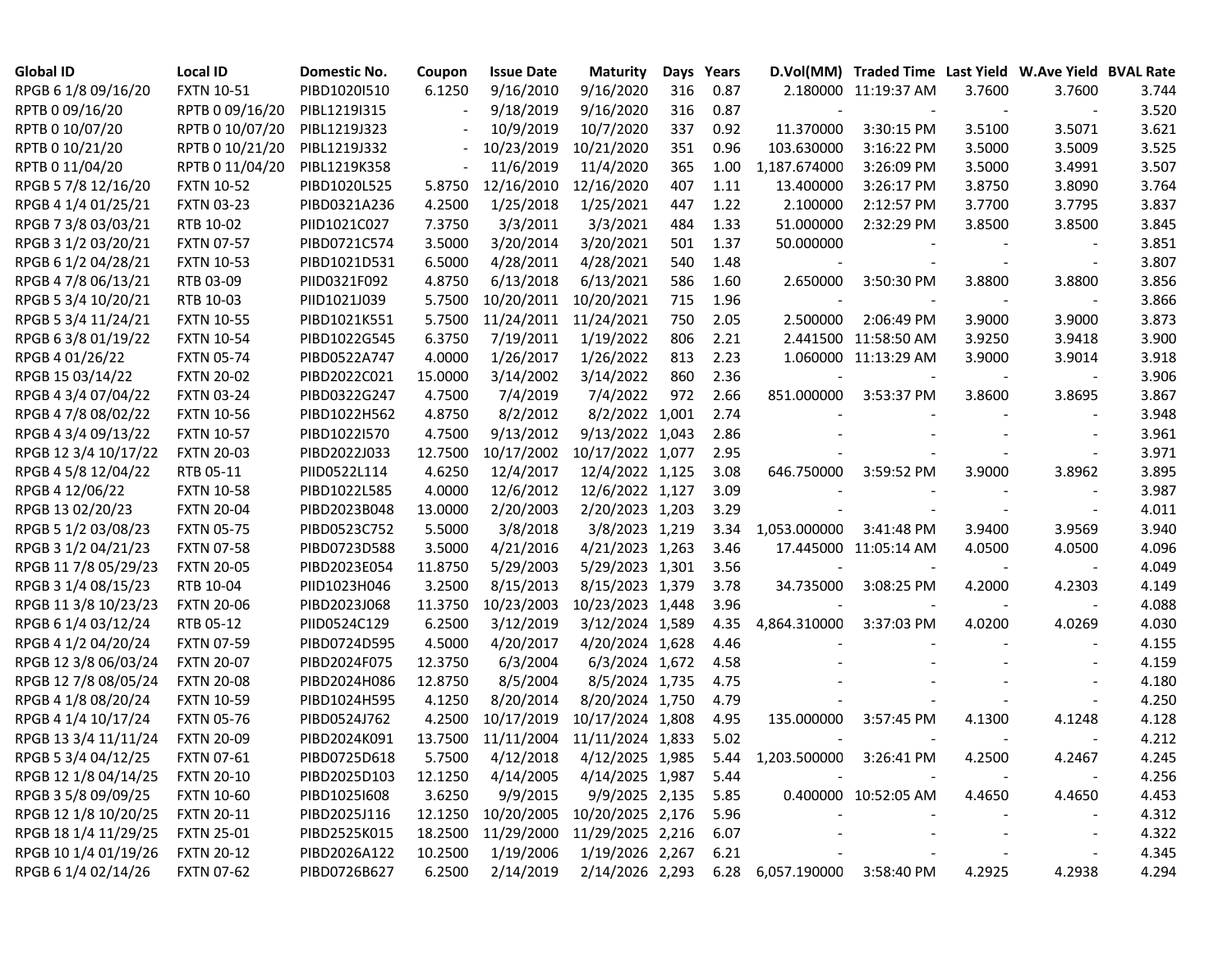| Global ID | Local ID | Domestic No. | Coupon | Issue Date | Maturity | Days | Years | D.Vol(MM) | Traded Time | Last Yield | W.Ave Yield | BVAL Rate |
|---|---|---|---|---|---|---|---|---|---|---|---|---|
| RPGB 6 1/8 09/16/20 | FXTN 10-51 | PIBD1020I510 | 6.1250 | 9/16/2010 | 9/16/2020 | 316 | 0.87 | 2.180000 | 11:19:37 AM | 3.7600 | 3.7600 | 3.744 |
| RPTB 0 09/16/20 | RPTB 0 09/16/20 | PIBL1219I315 | - | 9/18/2019 | 9/16/2020 | 316 | 0.87 | - | - | - | - | 3.520 |
| RPTB 0 10/07/20 | RPTB 0 10/07/20 | PIBL1219J323 | - | 10/9/2019 | 10/7/2020 | 337 | 0.92 | 11.370000 | 3:30:15 PM | 3.5100 | 3.5071 | 3.621 |
| RPTB 0 10/21/20 | RPTB 0 10/21/20 | PIBL1219J332 | - | 10/23/2019 | 10/21/2020 | 351 | 0.96 | 103.630000 | 3:16:22 PM | 3.5000 | 3.5009 | 3.525 |
| RPTB 0 11/04/20 | RPTB 0 11/04/20 | PIBL1219K358 | - | 11/6/2019 | 11/4/2020 | 365 | 1.00 | 1,187.674000 | 3:26:09 PM | 3.5000 | 3.4991 | 3.507 |
| RPGB 5 7/8 12/16/20 | FXTN 10-52 | PIBD1020L525 | 5.8750 | 12/16/2010 | 12/16/2020 | 407 | 1.11 | 13.400000 | 3:26:17 PM | 3.8750 | 3.8090 | 3.764 |
| RPGB 4 1/4 01/25/21 | FXTN 03-23 | PIBD0321A236 | 4.2500 | 1/25/2018 | 1/25/2021 | 447 | 1.22 | 2.100000 | 2:12:57 PM | 3.7700 | 3.7795 | 3.837 |
| RPGB 7 3/8 03/03/21 | RTB 10-02 | PIID1021C027 | 7.3750 | 3/3/2011 | 3/3/2021 | 484 | 1.33 | 51.000000 | 2:32:29 PM | 3.8500 | 3.8500 | 3.845 |
| RPGB 3 1/2 03/20/21 | FXTN 07-57 | PIBD0721C574 | 3.5000 | 3/20/2014 | 3/20/2021 | 501 | 1.37 | 50.000000 | - | - | - | 3.851 |
| RPGB 6 1/2 04/28/21 | FXTN 10-53 | PIBD1021D531 | 6.5000 | 4/28/2011 | 4/28/2021 | 540 | 1.48 | - | - | - | - | 3.807 |
| RPGB 4 7/8 06/13/21 | RTB 03-09 | PIID0321F092 | 4.8750 | 6/13/2018 | 6/13/2021 | 586 | 1.60 | 2.650000 | 3:50:30 PM | 3.8800 | 3.8800 | 3.856 |
| RPGB 5 3/4 10/20/21 | RTB 10-03 | PIID1021J039 | 5.7500 | 10/20/2011 | 10/20/2021 | 715 | 1.96 | - | - | - | - | 3.866 |
| RPGB 5 3/4 11/24/21 | FXTN 10-55 | PIBD1021K551 | 5.7500 | 11/24/2011 | 11/24/2021 | 750 | 2.05 | 2.500000 | 2:06:49 PM | 3.9000 | 3.9000 | 3.873 |
| RPGB 6 3/8 01/19/22 | FXTN 10-54 | PIBD1022G545 | 6.3750 | 7/19/2011 | 1/19/2022 | 806 | 2.21 | 2.441500 | 11:58:50 AM | 3.9250 | 3.9418 | 3.900 |
| RPGB 4 01/26/22 | FXTN 05-74 | PIBD0522A747 | 4.0000 | 1/26/2017 | 1/26/2022 | 813 | 2.23 | 1.060000 | 11:13:29 AM | 3.9000 | 3.9014 | 3.918 |
| RPGB 15 03/14/22 | FXTN 20-02 | PIBD2022C021 | 15.0000 | 3/14/2002 | 3/14/2022 | 860 | 2.36 | - | - | - | - | 3.906 |
| RPGB 4 3/4 07/04/22 | FXTN 03-24 | PIBD0322G247 | 4.7500 | 7/4/2019 | 7/4/2022 | 972 | 2.66 | 851.000000 | 3:53:37 PM | 3.8600 | 3.8695 | 3.867 |
| RPGB 4 7/8 08/02/22 | FXTN 10-56 | PIBD1022H562 | 4.8750 | 8/2/2012 | 8/2/2022 | 1,001 | 2.74 | - | - | - | - | 3.948 |
| RPGB 4 3/4 09/13/22 | FXTN 10-57 | PIBD1022I570 | 4.7500 | 9/13/2012 | 9/13/2022 | 1,043 | 2.86 | - | - | - | - | 3.961 |
| RPGB 12 3/4 10/17/22 | FXTN 20-03 | PIBD2022J033 | 12.7500 | 10/17/2002 | 10/17/2022 | 1,077 | 2.95 | - | - | - | - | 3.971 |
| RPGB 4 5/8 12/04/22 | RTB 05-11 | PIID0522L114 | 4.6250 | 12/4/2017 | 12/4/2022 | 1,125 | 3.08 | 646.750000 | 3:59:52 PM | 3.9000 | 3.8962 | 3.895 |
| RPGB 4 12/06/22 | FXTN 10-58 | PIBD1022L585 | 4.0000 | 12/6/2012 | 12/6/2022 | 1,127 | 3.09 | - | - | - | - | 3.987 |
| RPGB 13 02/20/23 | FXTN 20-04 | PIBD2023B048 | 13.0000 | 2/20/2003 | 2/20/2023 | 1,203 | 3.29 | - | - | - | - | 4.011 |
| RPGB 5 1/2 03/08/23 | FXTN 05-75 | PIBD0523C752 | 5.5000 | 3/8/2018 | 3/8/2023 | 1,219 | 3.34 | 1,053.000000 | 3:41:48 PM | 3.9400 | 3.9569 | 3.940 |
| RPGB 3 1/2 04/21/23 | FXTN 07-58 | PIBD0723D588 | 3.5000 | 4/21/2016 | 4/21/2023 | 1,263 | 3.46 | 17.445000 | 11:05:14 AM | 4.0500 | 4.0500 | 4.096 |
| RPGB 11 7/8 05/29/23 | FXTN 20-05 | PIBD2023E054 | 11.8750 | 5/29/2003 | 5/29/2023 | 1,301 | 3.56 | - | - | - | - | 4.049 |
| RPGB 3 1/4 08/15/23 | RTB 10-04 | PIID1023H046 | 3.2500 | 8/15/2013 | 8/15/2023 | 1,379 | 3.78 | 34.735000 | 3:08:25 PM | 4.2000 | 4.2303 | 4.149 |
| RPGB 11 3/8 10/23/23 | FXTN 20-06 | PIBD2023J068 | 11.3750 | 10/23/2003 | 10/23/2023 | 1,448 | 3.96 | - | - | - | - | 4.088 |
| RPGB 6 1/4 03/12/24 | RTB 05-12 | PIID0524C129 | 6.2500 | 3/12/2019 | 3/12/2024 | 1,589 | 4.35 | 4,864.310000 | 3:37:03 PM | 4.0200 | 4.0269 | 4.030 |
| RPGB 4 1/2 04/20/24 | FXTN 07-59 | PIBD0724D595 | 4.5000 | 4/20/2017 | 4/20/2024 | 1,628 | 4.46 | - | - | - | - | 4.155 |
| RPGB 12 3/8 06/03/24 | FXTN 20-07 | PIBD2024F075 | 12.3750 | 6/3/2004 | 6/3/2024 | 1,672 | 4.58 | - | - | - | - | 4.159 |
| RPGB 12 7/8 08/05/24 | FXTN 20-08 | PIBD2024H086 | 12.8750 | 8/5/2004 | 8/5/2024 | 1,735 | 4.75 | - | - | - | - | 4.180 |
| RPGB 4 1/8 08/20/24 | FXTN 10-59 | PIBD1024H595 | 4.1250 | 8/20/2014 | 8/20/2024 | 1,750 | 4.79 | - | - | - | - | 4.250 |
| RPGB 4 1/4 10/17/24 | FXTN 05-76 | PIBD0524J762 | 4.2500 | 10/17/2019 | 10/17/2024 | 1,808 | 4.95 | 135.000000 | 3:57:45 PM | 4.1300 | 4.1248 | 4.128 |
| RPGB 13 3/4 11/11/24 | FXTN 20-09 | PIBD2024K091 | 13.7500 | 11/11/2004 | 11/11/2024 | 1,833 | 5.02 | - | - | - | - | 4.212 |
| RPGB 5 3/4 04/12/25 | FXTN 07-61 | PIBD0725D618 | 5.7500 | 4/12/2018 | 4/12/2025 | 1,985 | 5.44 | 1,203.500000 | 3:26:41 PM | 4.2500 | 4.2467 | 4.245 |
| RPGB 12 1/8 04/14/25 | FXTN 20-10 | PIBD2025D103 | 12.1250 | 4/14/2005 | 4/14/2025 | 1,987 | 5.44 | - | - | - | - | 4.256 |
| RPGB 3 5/8 09/09/25 | FXTN 10-60 | PIBD1025I608 | 3.6250 | 9/9/2015 | 9/9/2025 | 2,135 | 5.85 | 0.400000 | 10:52:05 AM | 4.4650 | 4.4650 | 4.453 |
| RPGB 12 1/8 10/20/25 | FXTN 20-11 | PIBD2025J116 | 12.1250 | 10/20/2005 | 10/20/2025 | 2,176 | 5.96 | - | - | - | - | 4.312 |
| RPGB 18 1/4 11/29/25 | FXTN 25-01 | PIBD2525K015 | 18.2500 | 11/29/2000 | 11/29/2025 | 2,216 | 6.07 | - | - | - | - | 4.322 |
| RPGB 10 1/4 01/19/26 | FXTN 20-12 | PIBD2026A122 | 10.2500 | 1/19/2006 | 1/19/2026 | 2,267 | 6.21 | - | - | - | - | 4.345 |
| RPGB 6 1/4 02/14/26 | FXTN 07-62 | PIBD0726B627 | 6.2500 | 2/14/2019 | 2/14/2026 | 2,293 | 6.28 | 6,057.190000 | 3:58:40 PM | 4.2925 | 4.2938 | 4.294 |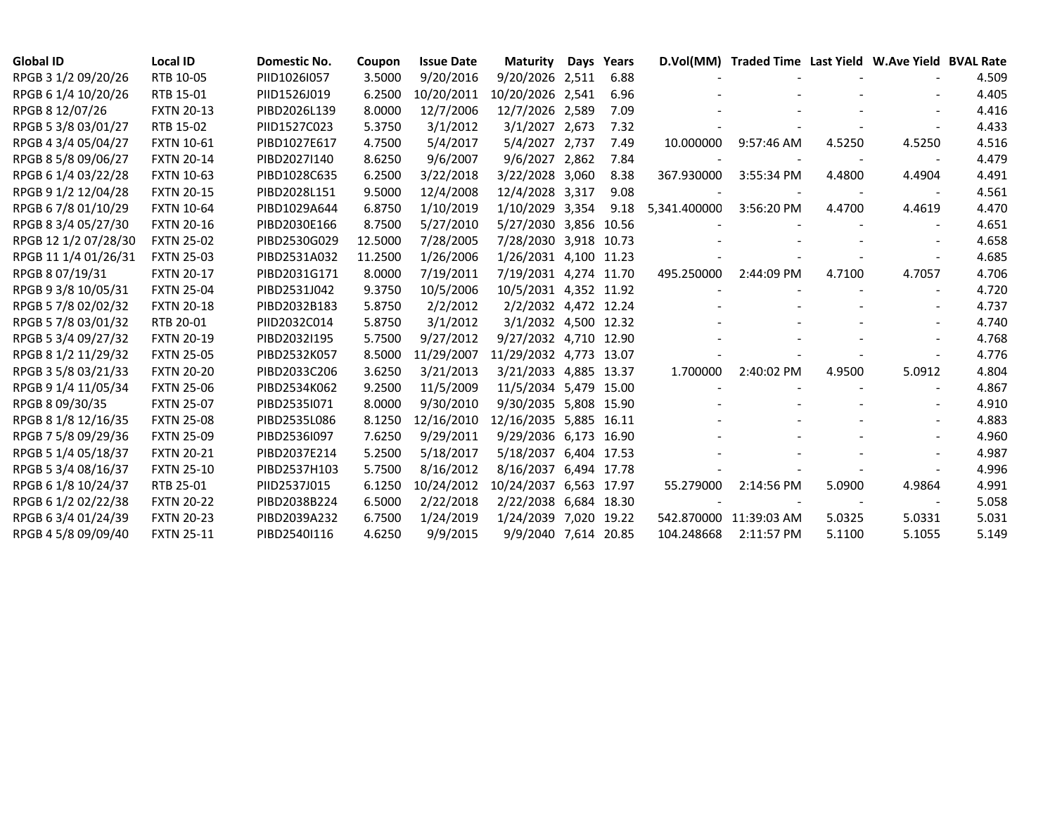| Global ID | Local ID | Domestic No. | Coupon | Issue Date | Maturity | Days | Years | D.Vol(MM) | Traded Time | Last Yield | W.Ave Yield | BVAL Rate |
|---|---|---|---|---|---|---|---|---|---|---|---|---|
| RPGB 3 1/2 09/20/26 | RTB 10-05 | PIID1026I057 | 3.5000 | 9/20/2016 | 9/20/2026 | 2,511 | 6.88 | - | - | - | - | 4.509 |
| RPGB 6 1/4 10/20/26 | RTB 15-01 | PIID1526J019 | 6.2500 | 10/20/2011 | 10/20/2026 | 2,541 | 6.96 | - | - | - | - | 4.405 |
| RPGB 8 12/07/26 | FXTN 20-13 | PIBD2026L139 | 8.0000 | 12/7/2006 | 12/7/2026 | 2,589 | 7.09 | - | - | - | - | 4.416 |
| RPGB 5 3/8 03/01/27 | RTB 15-02 | PIID1527C023 | 5.3750 | 3/1/2012 | 3/1/2027 | 2,673 | 7.32 | - | - | - | - | 4.433 |
| RPGB 4 3/4 05/04/27 | FXTN 10-61 | PIBD1027E617 | 4.7500 | 5/4/2017 | 5/4/2027 | 2,737 | 7.49 | 10.000000 | 9:57:46 AM | 4.5250 | 4.5250 | 4.516 |
| RPGB 8 5/8 09/06/27 | FXTN 20-14 | PIBD2027I140 | 8.6250 | 9/6/2007 | 9/6/2027 | 2,862 | 7.84 | - | - | - | - | 4.479 |
| RPGB 6 1/4 03/22/28 | FXTN 10-63 | PIBD1028C635 | 6.2500 | 3/22/2018 | 3/22/2028 | 3,060 | 8.38 | 367.930000 | 3:55:34 PM | 4.4800 | 4.4904 | 4.491 |
| RPGB 9 1/2 12/04/28 | FXTN 20-15 | PIBD2028L151 | 9.5000 | 12/4/2008 | 12/4/2028 | 3,317 | 9.08 | - | - | - | - | 4.561 |
| RPGB 6 7/8 01/10/29 | FXTN 10-64 | PIBD1029A644 | 6.8750 | 1/10/2019 | 1/10/2029 | 3,354 | 9.18 | 5,341.400000 | 3:56:20 PM | 4.4700 | 4.4619 | 4.470 |
| RPGB 8 3/4 05/27/30 | FXTN 20-16 | PIBD2030E166 | 8.7500 | 5/27/2010 | 5/27/2030 | 3,856 | 10.56 | - | - | - | - | 4.651 |
| RPGB 12 1/2 07/28/30 | FXTN 25-02 | PIBD2530G029 | 12.5000 | 7/28/2005 | 7/28/2030 | 3,918 | 10.73 | - | - | - | - | 4.658 |
| RPGB 11 1/4 01/26/31 | FXTN 25-03 | PIBD2531A032 | 11.2500 | 1/26/2006 | 1/26/2031 | 4,100 | 11.23 | - | - | - | - | 4.685 |
| RPGB 8 07/19/31 | FXTN 20-17 | PIBD2031G171 | 8.0000 | 7/19/2011 | 7/19/2031 | 4,274 | 11.70 | 495.250000 | 2:44:09 PM | 4.7100 | 4.7057 | 4.706 |
| RPGB 9 3/8 10/05/31 | FXTN 25-04 | PIBD2531J042 | 9.3750 | 10/5/2006 | 10/5/2031 | 4,352 | 11.92 | - | - | - | - | 4.720 |
| RPGB 5 7/8 02/02/32 | FXTN 20-18 | PIBD2032B183 | 5.8750 | 2/2/2012 | 2/2/2032 | 4,472 | 12.24 | - | - | - | - | 4.737 |
| RPGB 5 7/8 03/01/32 | RTB 20-01 | PIID2032C014 | 5.8750 | 3/1/2012 | 3/1/2032 | 4,500 | 12.32 | - | - | - | - | 4.740 |
| RPGB 5 3/4 09/27/32 | FXTN 20-19 | PIBD2032I195 | 5.7500 | 9/27/2012 | 9/27/2032 | 4,710 | 12.90 | - | - | - | - | 4.768 |
| RPGB 8 1/2 11/29/32 | FXTN 25-05 | PIBD2532K057 | 8.5000 | 11/29/2007 | 11/29/2032 | 4,773 | 13.07 | - | - | - | - | 4.776 |
| RPGB 3 5/8 03/21/33 | FXTN 20-20 | PIBD2033C206 | 3.6250 | 3/21/2013 | 3/21/2033 | 4,885 | 13.37 | 1.700000 | 2:40:02 PM | 4.9500 | 5.0912 | 4.804 |
| RPGB 9 1/4 11/05/34 | FXTN 25-06 | PIBD2534K062 | 9.2500 | 11/5/2009 | 11/5/2034 | 5,479 | 15.00 | - | - | - | - | 4.867 |
| RPGB 8 09/30/35 | FXTN 25-07 | PIBD2535I071 | 8.0000 | 9/30/2010 | 9/30/2035 | 5,808 | 15.90 | - | - | - | - | 4.910 |
| RPGB 8 1/8 12/16/35 | FXTN 25-08 | PIBD2535L086 | 8.1250 | 12/16/2010 | 12/16/2035 | 5,885 | 16.11 | - | - | - | - | 4.883 |
| RPGB 7 5/8 09/29/36 | FXTN 25-09 | PIBD2536I097 | 7.6250 | 9/29/2011 | 9/29/2036 | 6,173 | 16.90 | - | - | - | - | 4.960 |
| RPGB 5 1/4 05/18/37 | FXTN 20-21 | PIBD2037E214 | 5.2500 | 5/18/2017 | 5/18/2037 | 6,404 | 17.53 | - | - | - | - | 4.987 |
| RPGB 5 3/4 08/16/37 | FXTN 25-10 | PIBD2537H103 | 5.7500 | 8/16/2012 | 8/16/2037 | 6,494 | 17.78 | - | - | - | - | 4.996 |
| RPGB 6 1/8 10/24/37 | RTB 25-01 | PIID2537J015 | 6.1250 | 10/24/2012 | 10/24/2037 | 6,563 | 17.97 | 55.279000 | 2:14:56 PM | 5.0900 | 4.9864 | 4.991 |
| RPGB 6 1/2 02/22/38 | FXTN 20-22 | PIBD2038B224 | 6.5000 | 2/22/2018 | 2/22/2038 | 6,684 | 18.30 | - | - | - | - | 5.058 |
| RPGB 6 3/4 01/24/39 | FXTN 20-23 | PIBD2039A232 | 6.7500 | 1/24/2019 | 1/24/2039 | 7,020 | 19.22 | 542.870000 | 11:39:03 AM | 5.0325 | 5.0331 | 5.031 |
| RPGB 4 5/8 09/09/40 | FXTN 25-11 | PIBD2540I116 | 4.6250 | 9/9/2015 | 9/9/2040 | 7,614 | 20.85 | 104.248668 | 2:11:57 PM | 5.1100 | 5.1055 | 5.149 |